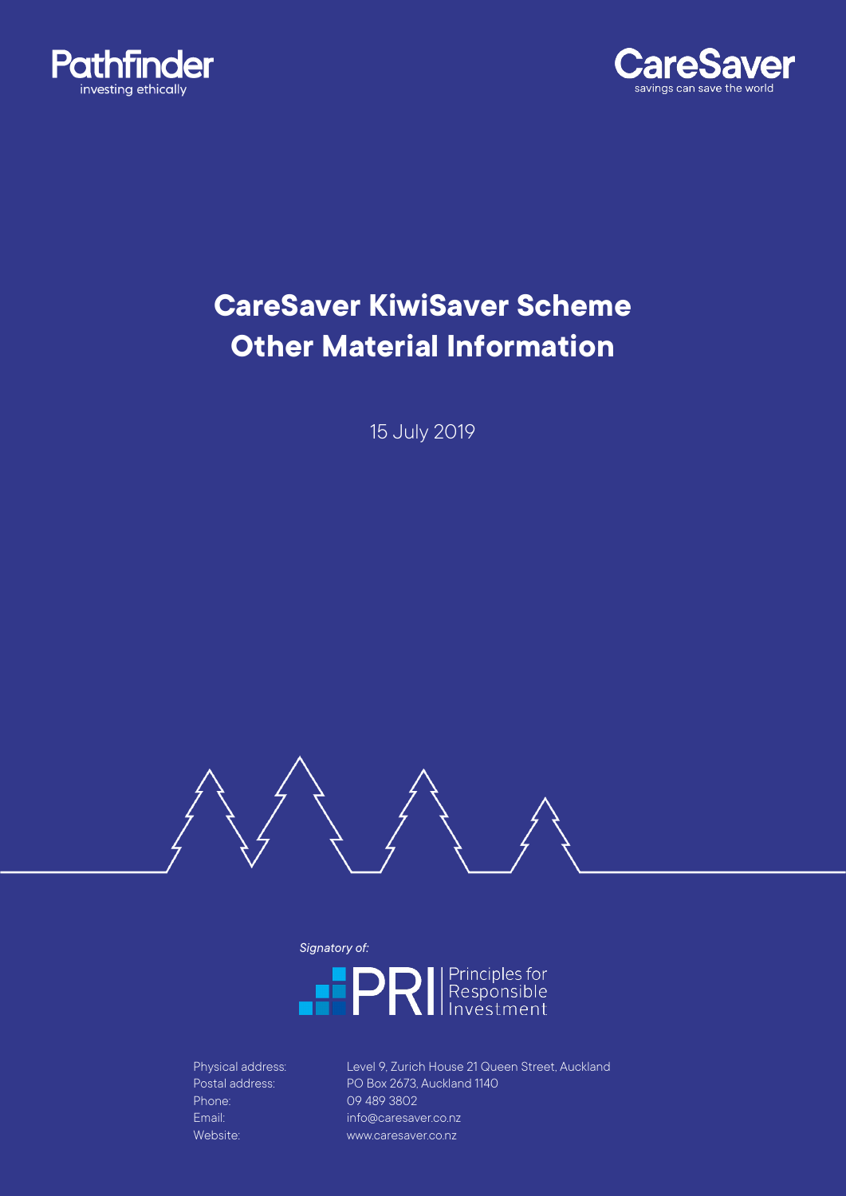Pathfinder
investing ethically

CareSaver
savings can save the world

# CareSaver KiwiSaver Scheme Other Material Information

15 July 2019

*Signatory of:*

PRI Principles for Responsible Investment

| | |
|---|---|
| Physical address: | Level 9, Zurich House 21 Queen Street, Auckland |
| Postal address: | PO Box 2673, Auckland 1140 |
| Phone: | 09 489 3802 |
| Email: | info@caresaver.co.nz |
| Website: | www.caresaver.co.nz |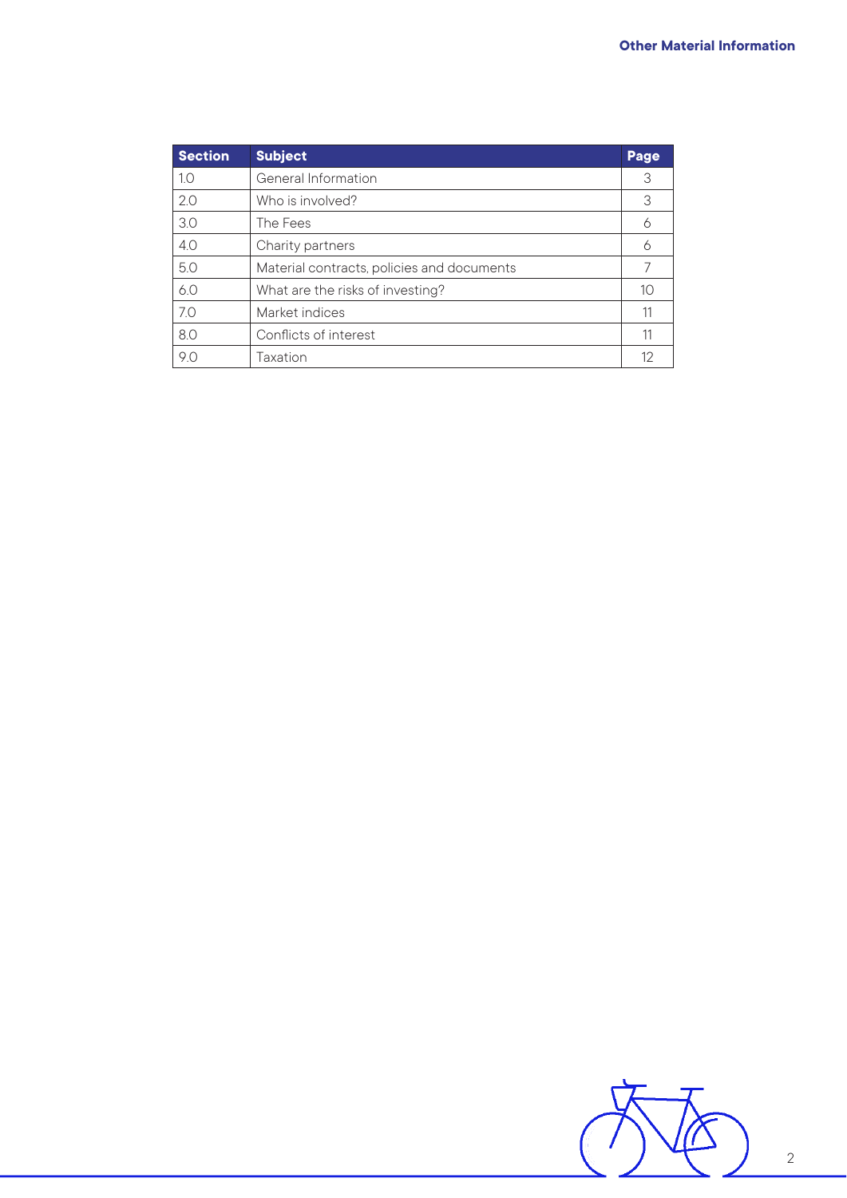| Section | Subject | Page |
|---|---|---|
| 1.0 | General Information | 3 |
| 2.0 | Who is involved? | 3 |
| 3.0 | The Fees | 6 |
| 4.0 | Charity partners | 6 |
| 5.0 | Material contracts, policies and documents | 7 |
| 6.0 | What are the risks of investing? | 10 |
| 7.0 | Market indices | 11 |
| 8.0 | Conflicts of interest | 11 |
| 9.0 | Taxation | 12 |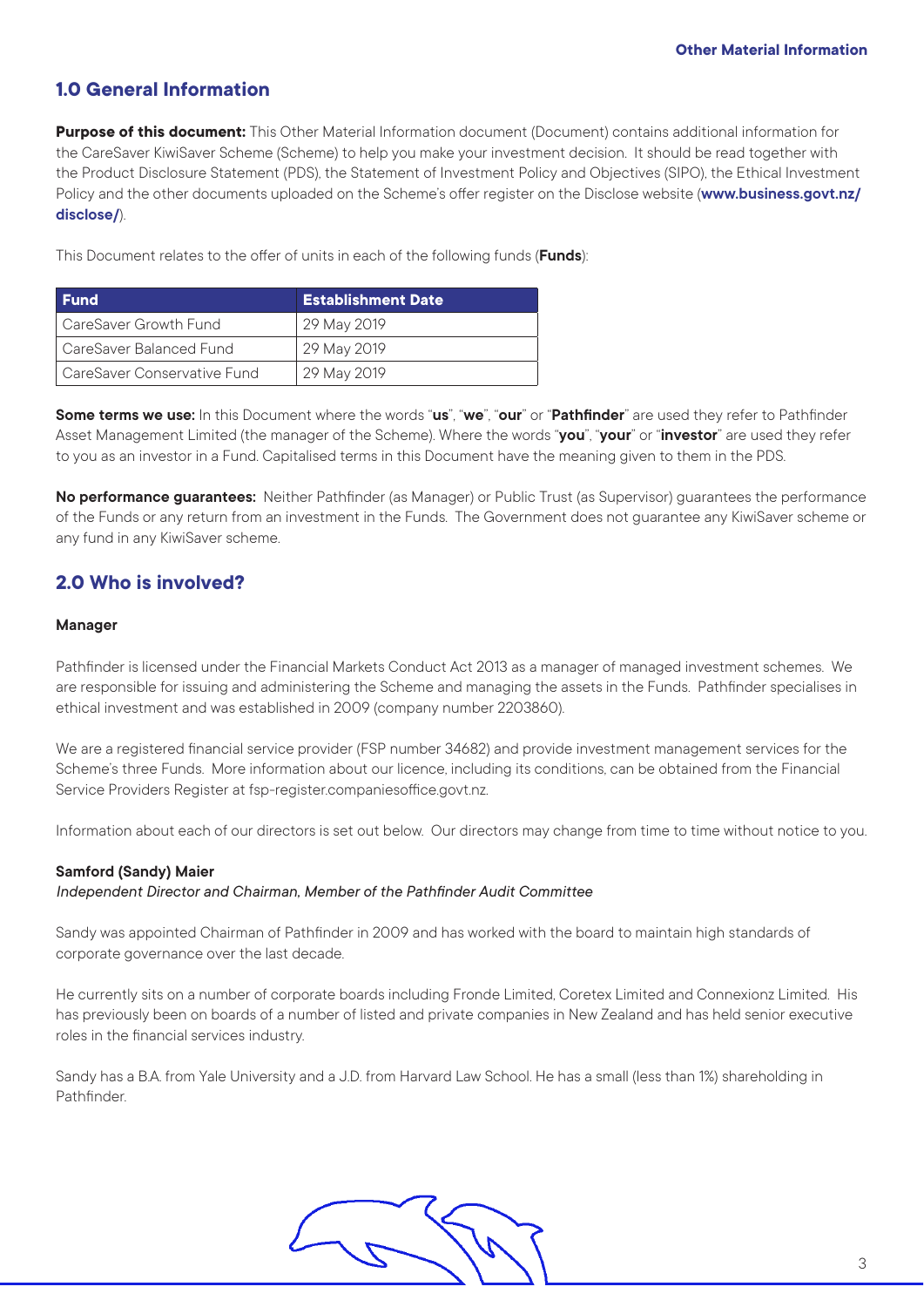## 1.0 General Information

**Purpose of this document:** This Other Material Information document (Document) contains additional information for the CareSaver KiwiSaver Scheme (Scheme) to help you make your investment decision. It should be read together with the Product Disclosure Statement (PDS), the Statement of Investment Policy and Objectives (SIPO), the Ethical Investment Policy and the other documents uploaded on the Scheme's offer register on the Disclose website (**www.business.govt.nz/disclose/**).

This Document relates to the offer of units in each of the following funds (**Funds**):

| Fund | Establishment Date |
|---|---|
| CareSaver Growth Fund | 29 May 2019 |
| CareSaver Balanced Fund | 29 May 2019 |
| CareSaver Conservative Fund | 29 May 2019 |

**Some terms we use:** In this Document where the words "**us**", "**we**", "**our**" or "**Pathfinder**" are used they refer to Pathfinder Asset Management Limited (the manager of the Scheme). Where the words "**you**", "**your**" or "**investor**" are used they refer to you as an investor in a Fund. Capitalised terms in this Document have the meaning given to them in the PDS.

**No performance guarantees:** Neither Pathfinder (as Manager) or Public Trust (as Supervisor) guarantees the performance of the Funds or any return from an investment in the Funds. The Government does not guarantee any KiwiSaver scheme or any fund in any KiwiSaver scheme.

## 2.0 Who is involved?

**Manager**

Pathfinder is licensed under the Financial Markets Conduct Act 2013 as a manager of managed investment schemes. We are responsible for issuing and administering the Scheme and managing the assets in the Funds. Pathfinder specialises in ethical investment and was established in 2009 (company number 2203860).

We are a registered financial service provider (FSP number 34682) and provide investment management services for the Scheme's three Funds. More information about our licence, including its conditions, can be obtained from the Financial Service Providers Register at fsp-register.companiesoffice.govt.nz.

Information about each of our directors is set out below. Our directors may change from time to time without notice to you.

**Samford (Sandy) Maier**
*Independent Director and Chairman, Member of the Pathfinder Audit Committee*

Sandy was appointed Chairman of Pathfinder in 2009 and has worked with the board to maintain high standards of corporate governance over the last decade.

He currently sits on a number of corporate boards including Fronde Limited, Coretex Limited and Connexionz Limited. His has previously been on boards of a number of listed and private companies in New Zealand and has held senior executive roles in the financial services industry.

Sandy has a B.A. from Yale University and a J.D. from Harvard Law School. He has a small (less than 1%) shareholding in Pathfinder.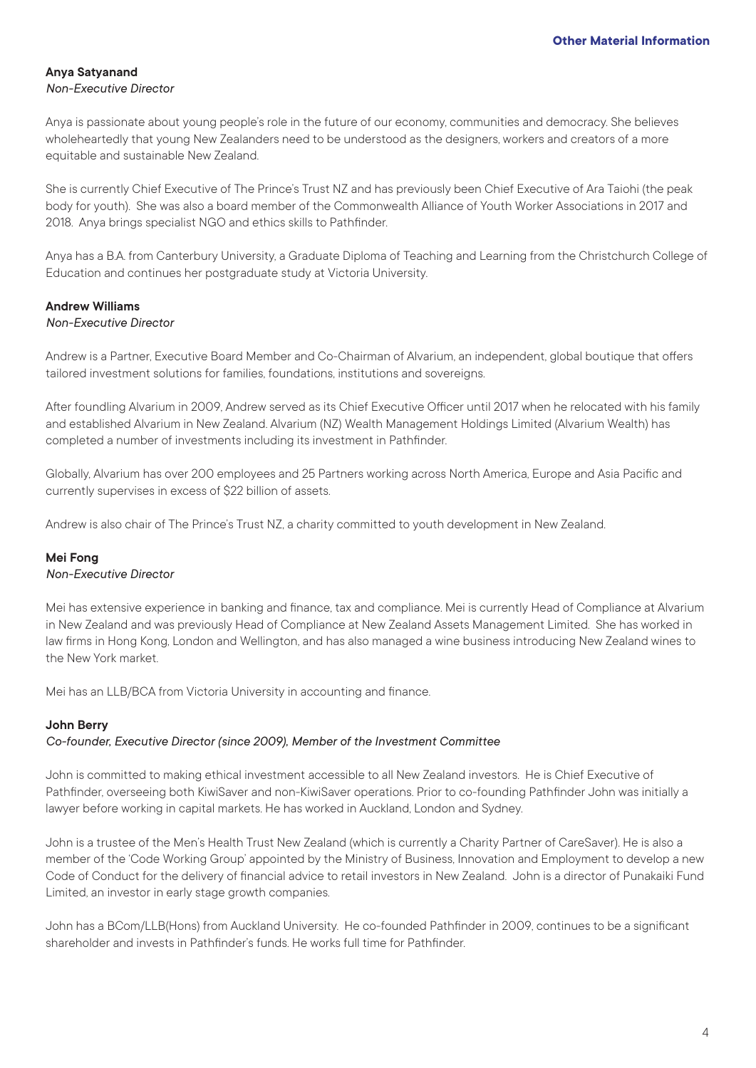**Anya Satyanand**
*Non-Executive Director*

Anya is passionate about young people's role in the future of our economy, communities and democracy. She believes wholeheartedly that young New Zealanders need to be understood as the designers, workers and creators of a more equitable and sustainable New Zealand.

She is currently Chief Executive of The Prince's Trust NZ and has previously been Chief Executive of Ara Taiohi (the peak body for youth). She was also a board member of the Commonwealth Alliance of Youth Worker Associations in 2017 and 2018. Anya brings specialist NGO and ethics skills to Pathfinder.

Anya has a B.A. from Canterbury University, a Graduate Diploma of Teaching and Learning from the Christchurch College of Education and continues her postgraduate study at Victoria University.

**Andrew Williams**
*Non-Executive Director*

Andrew is a Partner, Executive Board Member and Co-Chairman of Alvarium, an independent, global boutique that offers tailored investment solutions for families, foundations, institutions and sovereigns.

After foundling Alvarium in 2009, Andrew served as its Chief Executive Officer until 2017 when he relocated with his family and established Alvarium in New Zealand. Alvarium (NZ) Wealth Management Holdings Limited (Alvarium Wealth) has completed a number of investments including its investment in Pathfinder.

Globally, Alvarium has over 200 employees and 25 Partners working across North America, Europe and Asia Pacific and currently supervises in excess of $22 billion of assets.

Andrew is also chair of The Prince's Trust NZ, a charity committed to youth development in New Zealand.

**Mei Fong**
*Non-Executive Director*

Mei has extensive experience in banking and finance, tax and compliance. Mei is currently Head of Compliance at Alvarium in New Zealand and was previously Head of Compliance at New Zealand Assets Management Limited. She has worked in law firms in Hong Kong, London and Wellington, and has also managed a wine business introducing New Zealand wines to the New York market.

Mei has an LLB/BCA from Victoria University in accounting and finance.

**John Berry**
*Co-founder, Executive Director (since 2009), Member of the Investment Committee*

John is committed to making ethical investment accessible to all New Zealand investors. He is Chief Executive of Pathfinder, overseeing both KiwiSaver and non-KiwiSaver operations. Prior to co-founding Pathfinder John was initially a lawyer before working in capital markets. He has worked in Auckland, London and Sydney.

John is a trustee of the Men's Health Trust New Zealand (which is currently a Charity Partner of CareSaver). He is also a member of the 'Code Working Group' appointed by the Ministry of Business, Innovation and Employment to develop a new Code of Conduct for the delivery of financial advice to retail investors in New Zealand. John is a director of Punakaiki Fund Limited, an investor in early stage growth companies.

John has a BCom/LLB(Hons) from Auckland University. He co-founded Pathfinder in 2009, continues to be a significant shareholder and invests in Pathfinder's funds. He works full time for Pathfinder.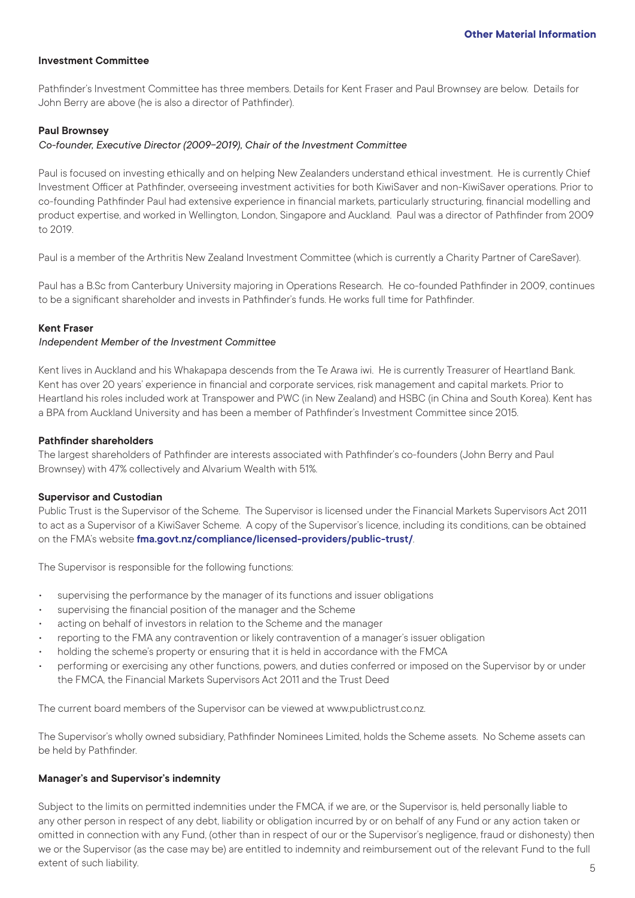### Investment Committee

Pathfinder's Investment Committee has three members. Details for Kent Fraser and Paul Brownsey are below. Details for John Berry are above (he is also a director of Pathfinder).

**Paul Brownsey**

*Co-founder, Executive Director (2009–2019), Chair of the Investment Committee*

Paul is focused on investing ethically and on helping New Zealanders understand ethical investment. He is currently Chief Investment Officer at Pathfinder, overseeing investment activities for both KiwiSaver and non-KiwiSaver operations. Prior to co-founding Pathfinder Paul had extensive experience in financial markets, particularly structuring, financial modelling and product expertise, and worked in Wellington, London, Singapore and Auckland. Paul was a director of Pathfinder from 2009 to 2019.

Paul is a member of the Arthritis New Zealand Investment Committee (which is currently a Charity Partner of CareSaver).

Paul has a B.Sc from Canterbury University majoring in Operations Research. He co-founded Pathfinder in 2009, continues to be a significant shareholder and invests in Pathfinder's funds. He works full time for Pathfinder.

**Kent Fraser**

*Independent Member of the Investment Committee*

Kent lives in Auckland and his Whakapapa descends from the Te Arawa iwi. He is currently Treasurer of Heartland Bank. Kent has over 20 years' experience in financial and corporate services, risk management and capital markets. Prior to Heartland his roles included work at Transpower and PWC (in New Zealand) and HSBC (in China and South Korea). Kent has a BPA from Auckland University and has been a member of Pathfinder's Investment Committee since 2015.

### Pathfinder shareholders

The largest shareholders of Pathfinder are interests associated with Pathfinder's co-founders (John Berry and Paul Brownsey) with 47% collectively and Alvarium Wealth with 51%.

### Supervisor and Custodian

Public Trust is the Supervisor of the Scheme. The Supervisor is licensed under the Financial Markets Supervisors Act 2011 to act as a Supervisor of a KiwiSaver Scheme. A copy of the Supervisor's licence, including its conditions, can be obtained on the FMA's website **fma.govt.nz/compliance/licensed-providers/public-trust/**.

The Supervisor is responsible for the following functions:

- supervising the performance by the manager of its functions and issuer obligations
- supervising the financial position of the manager and the Scheme
- acting on behalf of investors in relation to the Scheme and the manager
- reporting to the FMA any contravention or likely contravention of a manager's issuer obligation
- holding the scheme's property or ensuring that it is held in accordance with the FMCA
- performing or exercising any other functions, powers, and duties conferred or imposed on the Supervisor by or under the FMCA, the Financial Markets Supervisors Act 2011 and the Trust Deed

The current board members of the Supervisor can be viewed at www.publictrust.co.nz.

The Supervisor's wholly owned subsidiary, Pathfinder Nominees Limited, holds the Scheme assets. No Scheme assets can be held by Pathfinder.

### Manager's and Supervisor's indemnity

Subject to the limits on permitted indemnities under the FMCA, if we are, or the Supervisor is, held personally liable to any other person in respect of any debt, liability or obligation incurred by or on behalf of any Fund or any action taken or omitted in connection with any Fund, (other than in respect of our or the Supervisor's negligence, fraud or dishonesty) then we or the Supervisor (as the case may be) are entitled to indemnity and reimbursement out of the relevant Fund to the full extent of such liability.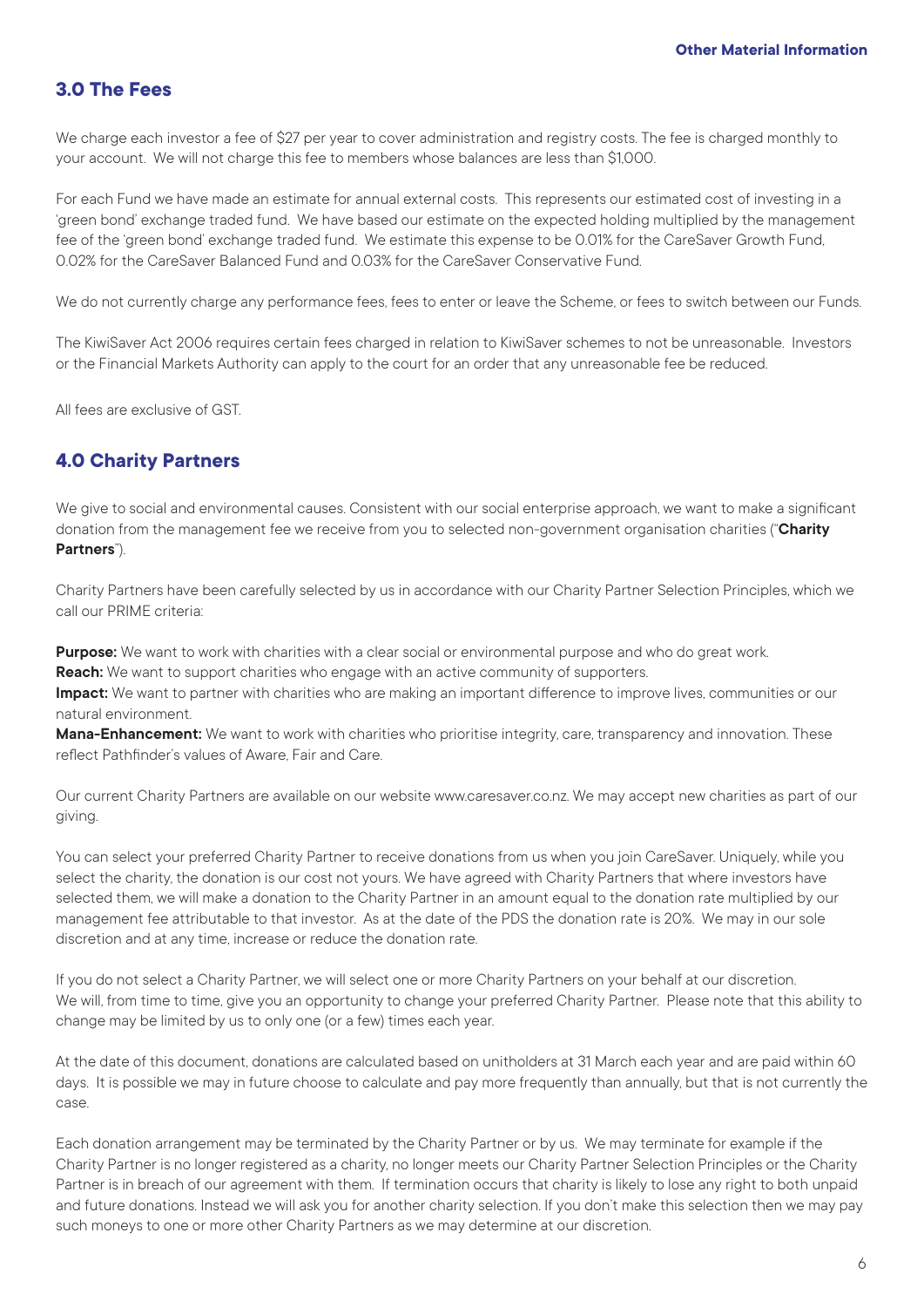## 3.0 The Fees

We charge each investor a fee of $27 per year to cover administration and registry costs. The fee is charged monthly to your account. We will not charge this fee to members whose balances are less than $1,000.

For each Fund we have made an estimate for annual external costs. This represents our estimated cost of investing in a 'green bond' exchange traded fund. We have based our estimate on the expected holding multiplied by the management fee of the 'green bond' exchange traded fund. We estimate this expense to be 0.01% for the CareSaver Growth Fund, 0.02% for the CareSaver Balanced Fund and 0.03% for the CareSaver Conservative Fund.

We do not currently charge any performance fees, fees to enter or leave the Scheme, or fees to switch between our Funds.

The KiwiSaver Act 2006 requires certain fees charged in relation to KiwiSaver schemes to not be unreasonable. Investors or the Financial Markets Authority can apply to the court for an order that any unreasonable fee be reduced.

All fees are exclusive of GST.

## 4.0 Charity Partners

We give to social and environmental causes. Consistent with our social enterprise approach, we want to make a significant donation from the management fee we receive from you to selected non-government organisation charities ("**Charity Partners**").

Charity Partners have been carefully selected by us in accordance with our Charity Partner Selection Principles, which we call our PRIME criteria:

**Purpose:** We want to work with charities with a clear social or environmental purpose and who do great work.
**Reach:** We want to support charities who engage with an active community of supporters.
**Impact:** We want to partner with charities who are making an important difference to improve lives, communities or our natural environment.
**Mana-Enhancement:** We want to work with charities who prioritise integrity, care, transparency and innovation. These reflect Pathfinder's values of Aware, Fair and Care.

Our current Charity Partners are available on our website www.caresaver.co.nz. We may accept new charities as part of our giving.

You can select your preferred Charity Partner to receive donations from us when you join CareSaver. Uniquely, while you select the charity, the donation is our cost not yours. We have agreed with Charity Partners that where investors have selected them, we will make a donation to the Charity Partner in an amount equal to the donation rate multiplied by our management fee attributable to that investor. As at the date of the PDS the donation rate is 20%. We may in our sole discretion and at any time, increase or reduce the donation rate.

If you do not select a Charity Partner, we will select one or more Charity Partners on your behalf at our discretion. We will, from time to time, give you an opportunity to change your preferred Charity Partner. Please note that this ability to change may be limited by us to only one (or a few) times each year.

At the date of this document, donations are calculated based on unitholders at 31 March each year and are paid within 60 days. It is possible we may in future choose to calculate and pay more frequently than annually, but that is not currently the case.

Each donation arrangement may be terminated by the Charity Partner or by us. We may terminate for example if the Charity Partner is no longer registered as a charity, no longer meets our Charity Partner Selection Principles or the Charity Partner is in breach of our agreement with them. If termination occurs that charity is likely to lose any right to both unpaid and future donations. Instead we will ask you for another charity selection. If you don't make this selection then we may pay such moneys to one or more other Charity Partners as we may determine at our discretion.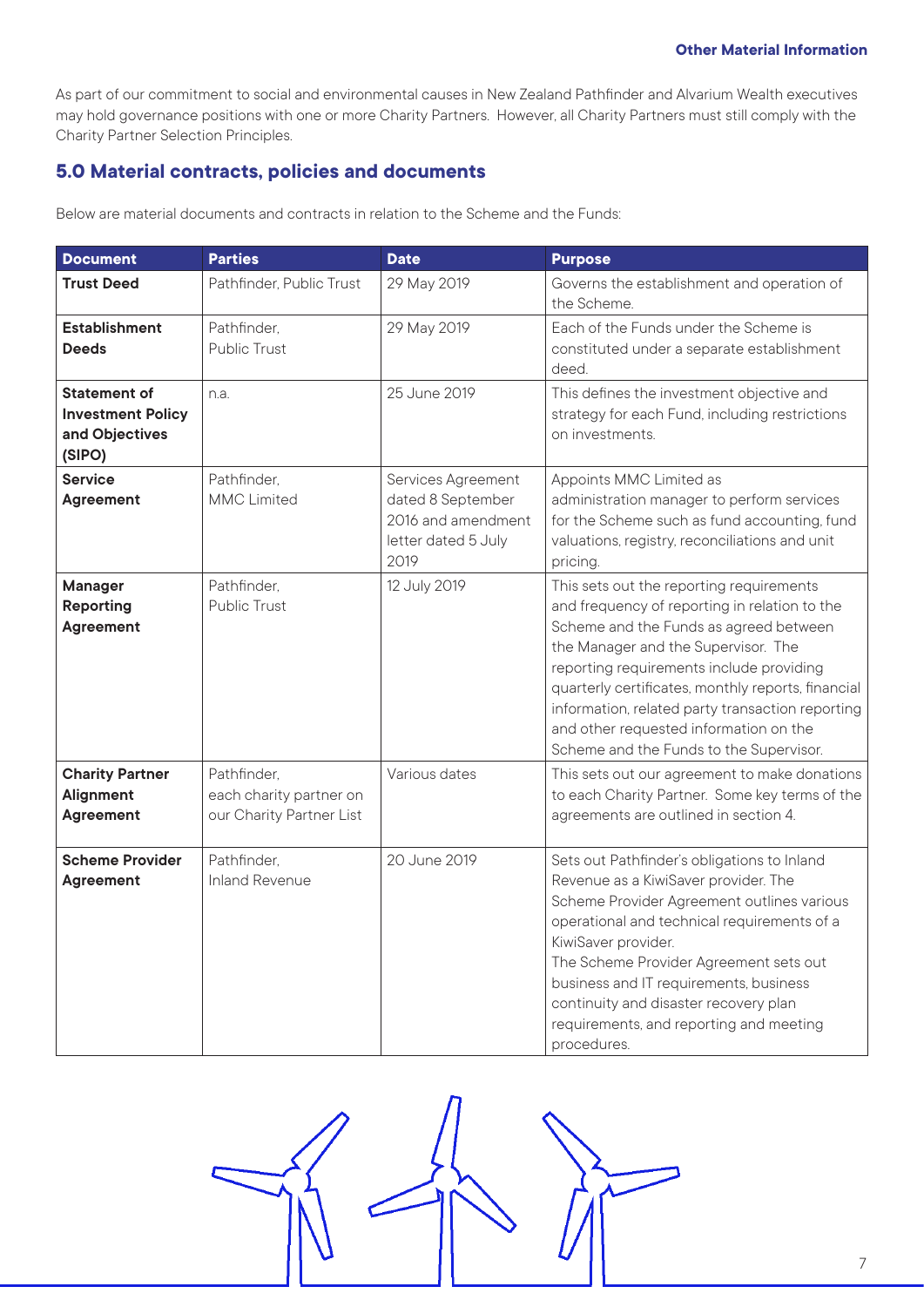As part of our commitment to social and environmental causes in New Zealand Pathfinder and Alvarium Wealth executives may hold governance positions with one or more Charity Partners. However, all Charity Partners must still comply with the Charity Partner Selection Principles.

## 5.0 Material contracts, policies and documents

Below are material documents and contracts in relation to the Scheme and the Funds:

| Document | Parties | Date | Purpose |
|---|---|---|---|
| **Trust Deed** | Pathfinder, Public Trust | 29 May 2019 | Governs the establishment and operation of the Scheme. |
| **Establishment Deeds** | Pathfinder, Public Trust | 29 May 2019 | Each of the Funds under the Scheme is constituted under a separate establishment deed. |
| **Statement of Investment Policy and Objectives (SIPO)** | n.a. | 25 June 2019 | This defines the investment objective and strategy for each Fund, including restrictions on investments. |
| **Service Agreement** | Pathfinder, MMC Limited | Services Agreement dated 8 September 2016 and amendment letter dated 5 July 2019 | Appoints MMC Limited as administration manager to perform services for the Scheme such as fund accounting, fund valuations, registry, reconciliations and unit pricing. |
| **Manager Reporting Agreement** | Pathfinder, Public Trust | 12 July 2019 | This sets out the reporting requirements and frequency of reporting in relation to the Scheme and the Funds as agreed between the Manager and the Supervisor. The reporting requirements include providing quarterly certificates, monthly reports, financial information, related party transaction reporting and other requested information on the Scheme and the Funds to the Supervisor. |
| **Charity Partner Alignment Agreement** | Pathfinder, each charity partner on our Charity Partner List | Various dates | This sets out our agreement to make donations to each Charity Partner. Some key terms of the agreements are outlined in section 4. |
| **Scheme Provider Agreement** | Pathfinder, Inland Revenue | 20 June 2019 | Sets out Pathfinder's obligations to Inland Revenue as a KiwiSaver provider. The Scheme Provider Agreement outlines various operational and technical requirements of a KiwiSaver provider. The Scheme Provider Agreement sets out business and IT requirements, business continuity and disaster recovery plan requirements, and reporting and meeting procedures. |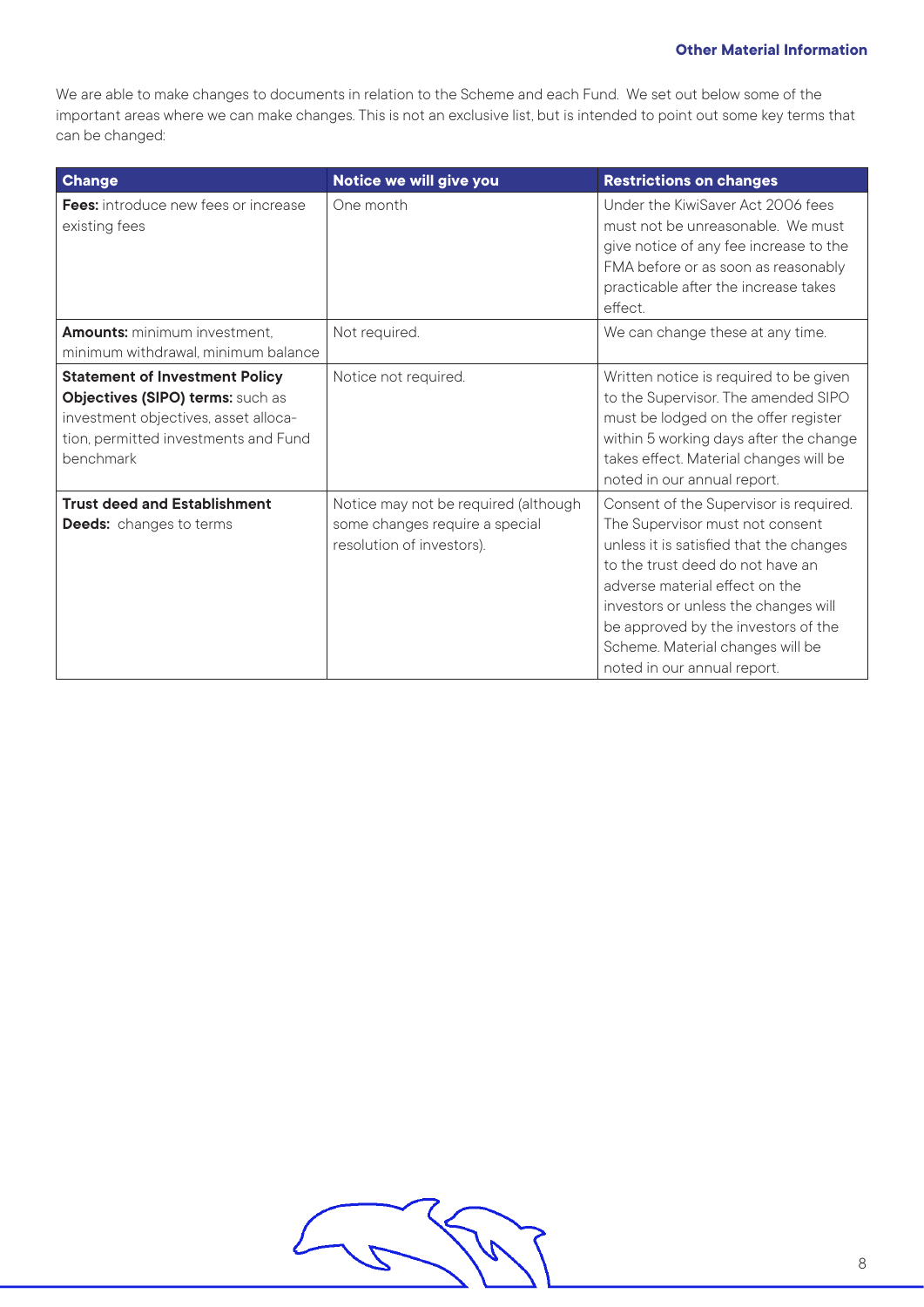We are able to make changes to documents in relation to the Scheme and each Fund. We set out below some of the important areas where we can make changes. This is not an exclusive list, but is intended to point out some key terms that can be changed:

| Change | Notice we will give you | Restrictions on changes |
|---|---|---|
| **Fees:** introduce new fees or increase existing fees | One month | Under the KiwiSaver Act 2006 fees must not be unreasonable. We must give notice of any fee increase to the FMA before or as soon as reasonably practicable after the increase takes effect. |
| **Amounts:** minimum investment, minimum withdrawal, minimum balance | Not required. | We can change these at any time. |
| **Statement of Investment Policy Objectives (SIPO) terms:** such as investment objectives, asset allocation, permitted investments and Fund benchmark | Notice not required. | Written notice is required to be given to the Supervisor. The amended SIPO must be lodged on the offer register within 5 working days after the change takes effect. Material changes will be noted in our annual report. |
| **Trust deed and Establishment Deeds:** changes to terms | Notice may not be required (although some changes require a special resolution of investors). | Consent of the Supervisor is required. The Supervisor must not consent unless it is satisfied that the changes to the trust deed do not have an adverse material effect on the investors or unless the changes will be approved by the investors of the Scheme. Material changes will be noted in our annual report. |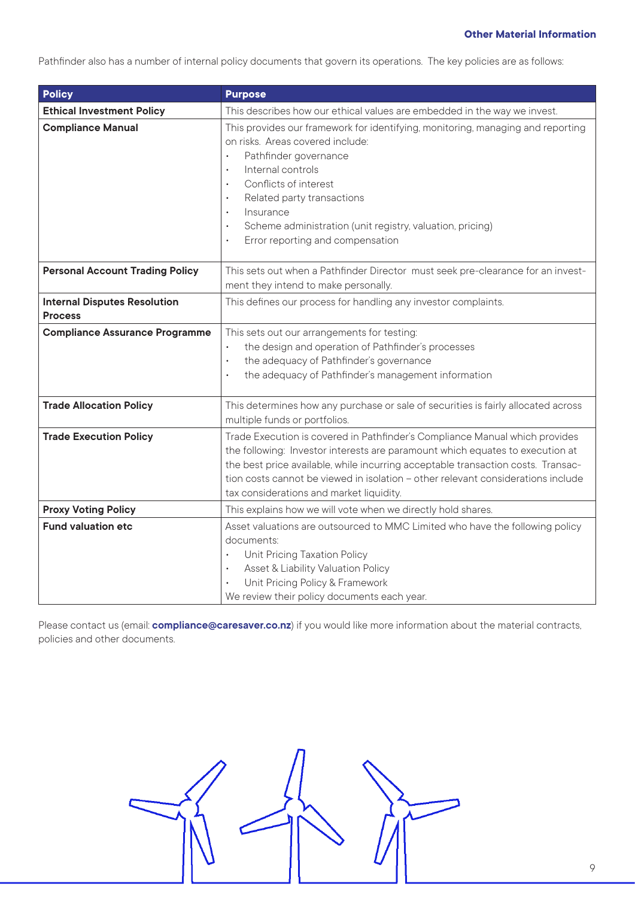Pathfinder also has a number of internal policy documents that govern its operations. The key policies are as follows:

| Policy | Purpose |
|---|---|
| **Ethical Investment Policy** | This describes how our ethical values are embedded in the way we invest. |
| **Compliance Manual** | This provides our framework for identifying, monitoring, managing and reporting on risks. Areas covered include:<br>• Pathfinder governance<br>• Internal controls<br>• Conflicts of interest<br>• Related party transactions<br>• Insurance<br>• Scheme administration (unit registry, valuation, pricing)<br>• Error reporting and compensation |
| **Personal Account Trading Policy** | This sets out when a Pathfinder Director must seek pre-clearance for an investment they intend to make personally. |
| **Internal Disputes Resolution Process** | This defines our process for handling any investor complaints. |
| **Compliance Assurance Programme** | This sets out our arrangements for testing:<br>• the design and operation of Pathfinder's processes<br>• the adequacy of Pathfinder's governance<br>• the adequacy of Pathfinder's management information |
| **Trade Allocation Policy** | This determines how any purchase or sale of securities is fairly allocated across multiple funds or portfolios. |
| **Trade Execution Policy** | Trade Execution is covered in Pathfinder's Compliance Manual which provides the following: Investor interests are paramount which equates to execution at the best price available, while incurring acceptable transaction costs. Transaction costs cannot be viewed in isolation – other relevant considerations include tax considerations and market liquidity. |
| **Proxy Voting Policy** | This explains how we will vote when we directly hold shares. |
| **Fund valuation etc** | Asset valuations are outsourced to MMC Limited who have the following policy documents:<br>• Unit Pricing Taxation Policy<br>• Asset & Liability Valuation Policy<br>• Unit Pricing Policy & Framework<br>We review their policy documents each year. |

Please contact us (email: **compliance@caresaver.co.nz**) if you would like more information about the material contracts, policies and other documents.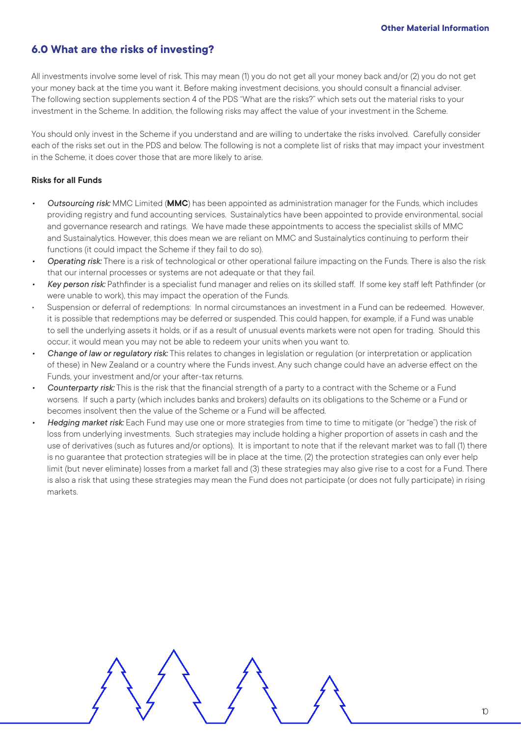## 6.0 What are the risks of investing?

All investments involve some level of risk. This may mean (1) you do not get all your money back and/or (2) you do not get your money back at the time you want it. Before making investment decisions, you should consult a financial adviser. The following section supplements section 4 of the PDS "What are the risks?" which sets out the material risks to your investment in the Scheme. In addition, the following risks may affect the value of your investment in the Scheme.

You should only invest in the Scheme if you understand and are willing to undertake the risks involved. Carefully consider each of the risks set out in the PDS and below. The following is not a complete list of risks that may impact your investment in the Scheme, it does cover those that are more likely to arise.

**Risks for all Funds**

- *Outsourcing risk:* MMC Limited (**MMC**) has been appointed as administration manager for the Funds, which includes providing registry and fund accounting services. Sustainalytics have been appointed to provide environmental, social and governance research and ratings. We have made these appointments to access the specialist skills of MMC and Sustainalytics. However, this does mean we are reliant on MMC and Sustainalytics continuing to perform their functions (it could impact the Scheme if they fail to do so).
- *Operating risk:* There is a risk of technological or other operational failure impacting on the Funds. There is also the risk that our internal processes or systems are not adequate or that they fail.
- *Key person risk:* Pathfinder is a specialist fund manager and relies on its skilled staff. If some key staff left Pathfinder (or were unable to work), this may impact the operation of the Funds.
- Suspension or deferral of redemptions: In normal circumstances an investment in a Fund can be redeemed. However, it is possible that redemptions may be deferred or suspended. This could happen, for example, if a Fund was unable to sell the underlying assets it holds, or if as a result of unusual events markets were not open for trading. Should this occur, it would mean you may not be able to redeem your units when you want to.
- *Change of law or regulatory risk:* This relates to changes in legislation or regulation (or interpretation or application of these) in New Zealand or a country where the Funds invest. Any such change could have an adverse effect on the Funds, your investment and/or your after-tax returns.
- *Counterparty risk:* This is the risk that the financial strength of a party to a contract with the Scheme or a Fund worsens. If such a party (which includes banks and brokers) defaults on its obligations to the Scheme or a Fund or becomes insolvent then the value of the Scheme or a Fund will be affected.
- *Hedging market risk:* Each Fund may use one or more strategies from time to time to mitigate (or "hedge") the risk of loss from underlying investments. Such strategies may include holding a higher proportion of assets in cash and the use of derivatives (such as futures and/or options). It is important to note that if the relevant market was to fall (1) there is no guarantee that protection strategies will be in place at the time, (2) the protection strategies can only ever help limit (but never eliminate) losses from a market fall and (3) these strategies may also give rise to a cost for a Fund. There is also a risk that using these strategies may mean the Fund does not participate (or does not fully participate) in rising markets.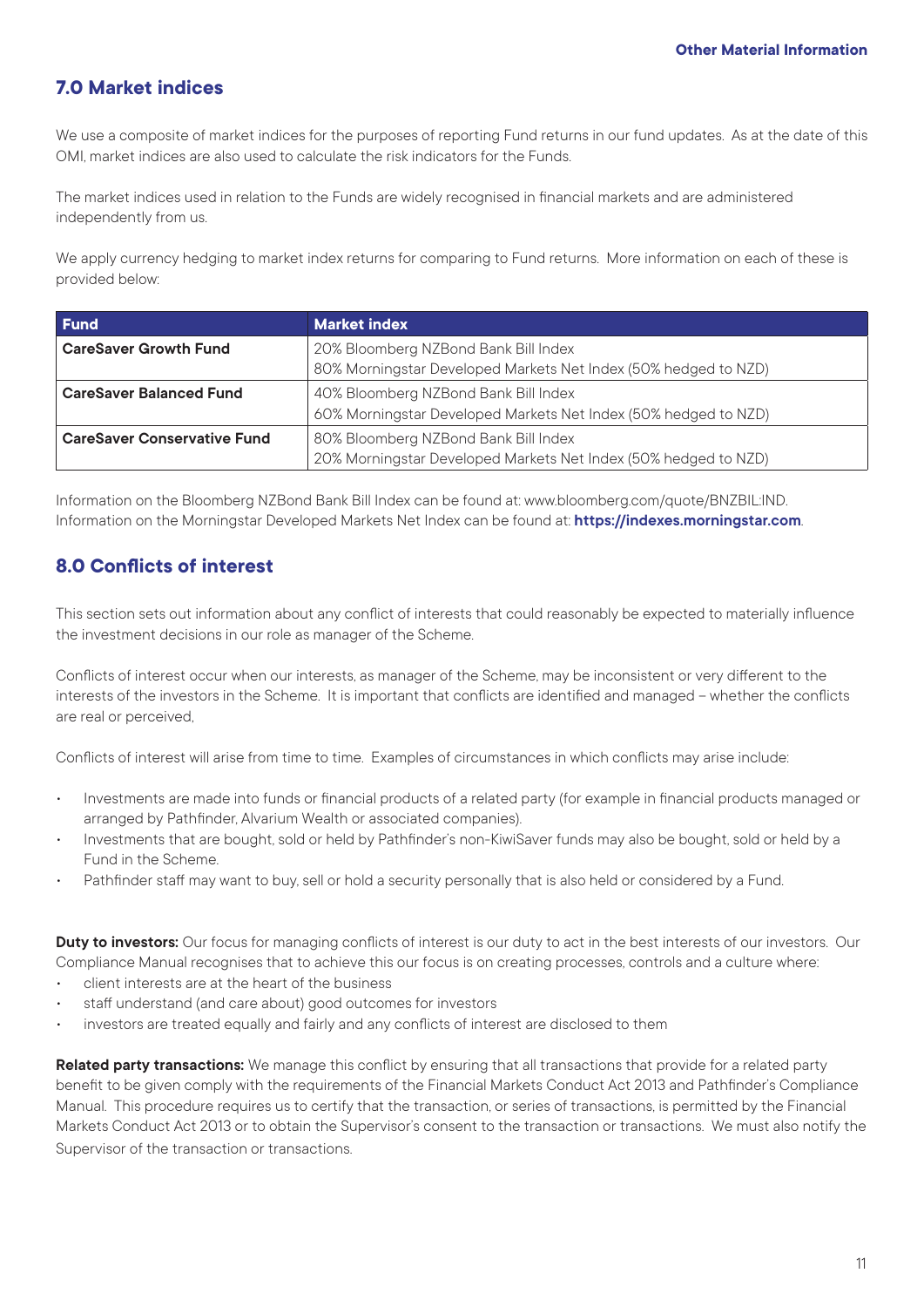## 7.0 Market indices

We use a composite of market indices for the purposes of reporting Fund returns in our fund updates. As at the date of this OMI, market indices are also used to calculate the risk indicators for the Funds.

The market indices used in relation to the Funds are widely recognised in financial markets and are administered independently from us.

We apply currency hedging to market index returns for comparing to Fund returns. More information on each of these is provided below:

| Fund | Market index |
|---|---|
| **CareSaver Growth Fund** | 20% Bloomberg NZBond Bank Bill Index<br>80% Morningstar Developed Markets Net Index (50% hedged to NZD) |
| **CareSaver Balanced Fund** | 40% Bloomberg NZBond Bank Bill Index<br>60% Morningstar Developed Markets Net Index (50% hedged to NZD) |
| **CareSaver Conservative Fund** | 80% Bloomberg NZBond Bank Bill Index<br>20% Morningstar Developed Markets Net Index (50% hedged to NZD) |

Information on the Bloomberg NZBond Bank Bill Index can be found at: www.bloomberg.com/quote/BNZBIL:IND.
Information on the Morningstar Developed Markets Net Index can be found at: **https://indexes.morningstar.com**.

## 8.0 Conflicts of interest

This section sets out information about any conflict of interests that could reasonably be expected to materially influence the investment decisions in our role as manager of the Scheme.

Conflicts of interest occur when our interests, as manager of the Scheme, may be inconsistent or very different to the interests of the investors in the Scheme. It is important that conflicts are identified and managed – whether the conflicts are real or perceived,

Conflicts of interest will arise from time to time. Examples of circumstances in which conflicts may arise include:

- Investments are made into funds or financial products of a related party (for example in financial products managed or arranged by Pathfinder, Alvarium Wealth or associated companies).
- Investments that are bought, sold or held by Pathfinder's non-KiwiSaver funds may also be bought, sold or held by a Fund in the Scheme.
- Pathfinder staff may want to buy, sell or hold a security personally that is also held or considered by a Fund.

**Duty to investors:** Our focus for managing conflicts of interest is our duty to act in the best interests of our investors. Our Compliance Manual recognises that to achieve this our focus is on creating processes, controls and a culture where:

- client interests are at the heart of the business
- staff understand (and care about) good outcomes for investors
- investors are treated equally and fairly and any conflicts of interest are disclosed to them

**Related party transactions:** We manage this conflict by ensuring that all transactions that provide for a related party benefit to be given comply with the requirements of the Financial Markets Conduct Act 2013 and Pathfinder's Compliance Manual. This procedure requires us to certify that the transaction, or series of transactions, is permitted by the Financial Markets Conduct Act 2013 or to obtain the Supervisor's consent to the transaction or transactions. We must also notify the Supervisor of the transaction or transactions.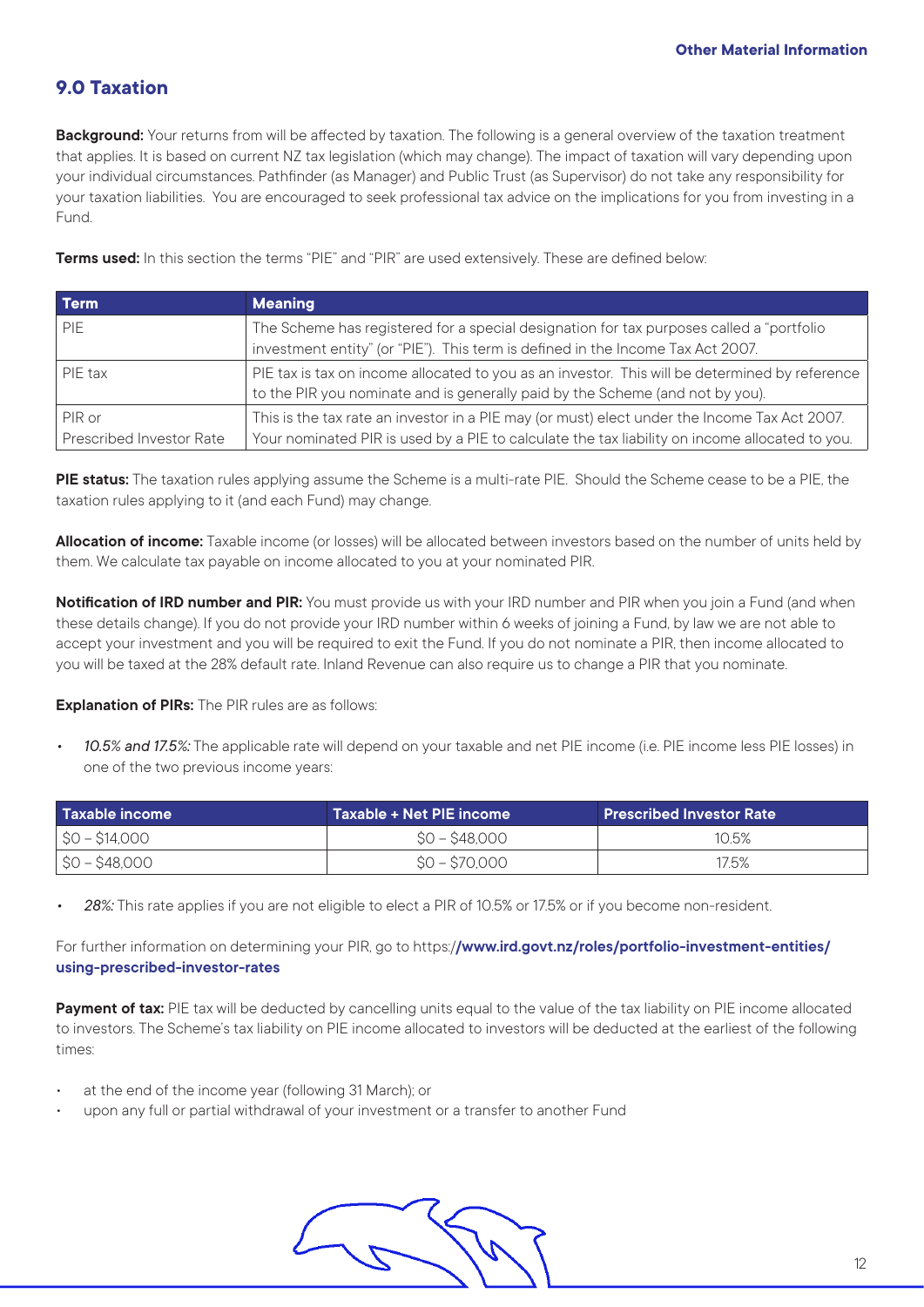## 9.0 Taxation

**Background:** Your returns from will be affected by taxation. The following is a general overview of the taxation treatment that applies. It is based on current NZ tax legislation (which may change). The impact of taxation will vary depending upon your individual circumstances. Pathfinder (as Manager) and Public Trust (as Supervisor) do not take any responsibility for your taxation liabilities. You are encouraged to seek professional tax advice on the implications for you from investing in a Fund.

**Terms used:** In this section the terms "PIE" and "PIR" are used extensively. These are defined below:

| Term | Meaning |
|---|---|
| PIE | The Scheme has registered for a special designation for tax purposes called a "portfolio investment entity" (or "PIE"). This term is defined in the Income Tax Act 2007. |
| PIE tax | PIE tax is tax on income allocated to you as an investor. This will be determined by reference to the PIR you nominate and is generally paid by the Scheme (and not by you). |
| PIR or Prescribed Investor Rate | This is the tax rate an investor in a PIE may (or must) elect under the Income Tax Act 2007. Your nominated PIR is used by a PIE to calculate the tax liability on income allocated to you. |

**PIE status:** The taxation rules applying assume the Scheme is a multi-rate PIE. Should the Scheme cease to be a PIE, the taxation rules applying to it (and each Fund) may change.

**Allocation of income:** Taxable income (or losses) will be allocated between investors based on the number of units held by them. We calculate tax payable on income allocated to you at your nominated PIR.

**Notification of IRD number and PIR:** You must provide us with your IRD number and PIR when you join a Fund (and when these details change). If you do not provide your IRD number within 6 weeks of joining a Fund, by law we are not able to accept your investment and you will be required to exit the Fund. If you do not nominate a PIR, then income allocated to you will be taxed at the 28% default rate. Inland Revenue can also require us to change a PIR that you nominate.

**Explanation of PIRs:** The PIR rules are as follows:

- *10.5% and 17.5%:* The applicable rate will depend on your taxable and net PIE income (i.e. PIE income less PIE losses) in one of the two previous income years:

| Taxable income | Taxable + Net PIE income | Prescribed Investor Rate |
|---|---|---|
| $0 – $14,000 | $0 – $48,000 | 10.5% |
| $0 – $48,000 | $0 – $70,000 | 17.5% |

- *28%:* This rate applies if you are not eligible to elect a PIR of 10.5% or 17.5% or if you become non-resident.

For further information on determining your PIR, go to https://www.ird.govt.nz/roles/portfolio-investment-entities/using-prescribed-investor-rates

**Payment of tax:** PIE tax will be deducted by cancelling units equal to the value of the tax liability on PIE income allocated to investors. The Scheme's tax liability on PIE income allocated to investors will be deducted at the earliest of the following times:

- at the end of the income year (following 31 March); or
- upon any full or partial withdrawal of your investment or a transfer to another Fund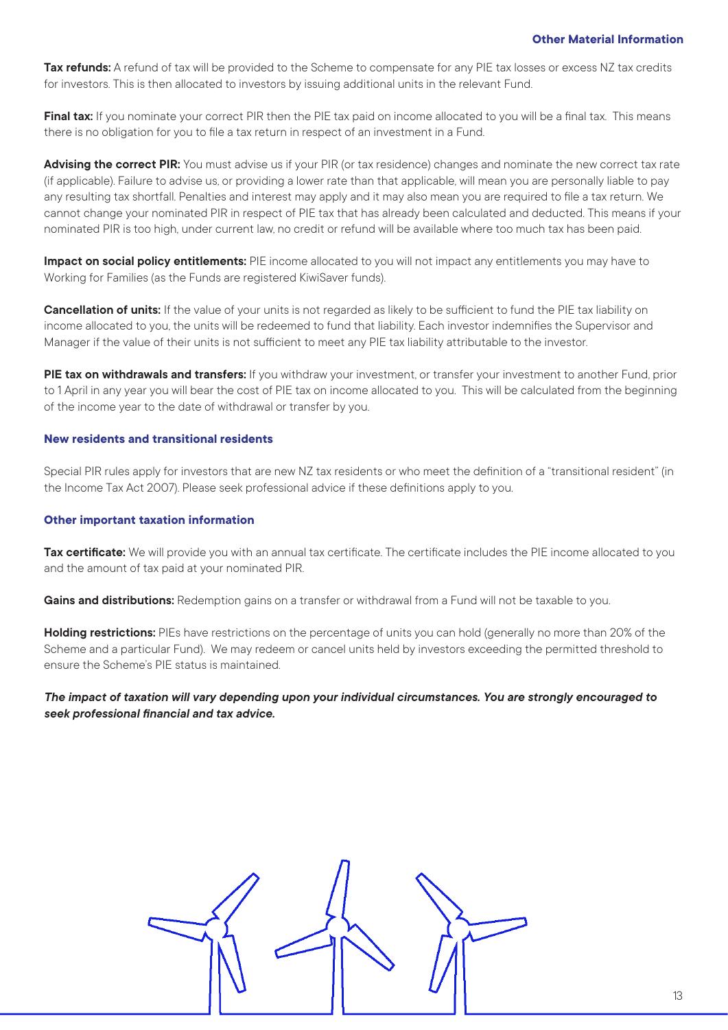**Tax refunds:** A refund of tax will be provided to the Scheme to compensate for any PIE tax losses or excess NZ tax credits for investors. This is then allocated to investors by issuing additional units in the relevant Fund.

**Final tax:** If you nominate your correct PIR then the PIE tax paid on income allocated to you will be a final tax. This means there is no obligation for you to file a tax return in respect of an investment in a Fund.

**Advising the correct PIR:** You must advise us if your PIR (or tax residence) changes and nominate the new correct tax rate (if applicable). Failure to advise us, or providing a lower rate than that applicable, will mean you are personally liable to pay any resulting tax shortfall. Penalties and interest may apply and it may also mean you are required to file a tax return. We cannot change your nominated PIR in respect of PIE tax that has already been calculated and deducted. This means if your nominated PIR is too high, under current law, no credit or refund will be available where too much tax has been paid.

**Impact on social policy entitlements:** PIE income allocated to you will not impact any entitlements you may have to Working for Families (as the Funds are registered KiwiSaver funds).

**Cancellation of units:** If the value of your units is not regarded as likely to be sufficient to fund the PIE tax liability on income allocated to you, the units will be redeemed to fund that liability. Each investor indemnifies the Supervisor and Manager if the value of their units is not sufficient to meet any PIE tax liability attributable to the investor.

**PIE tax on withdrawals and transfers:** If you withdraw your investment, or transfer your investment to another Fund, prior to 1 April in any year you will bear the cost of PIE tax on income allocated to you. This will be calculated from the beginning of the income year to the date of withdrawal or transfer by you.

### New residents and transitional residents

Special PIR rules apply for investors that are new NZ tax residents or who meet the definition of a "transitional resident" (in the Income Tax Act 2007). Please seek professional advice if these definitions apply to you.

### Other important taxation information

**Tax certificate:** We will provide you with an annual tax certificate. The certificate includes the PIE income allocated to you and the amount of tax paid at your nominated PIR.

**Gains and distributions:** Redemption gains on a transfer or withdrawal from a Fund will not be taxable to you.

**Holding restrictions:** PIEs have restrictions on the percentage of units you can hold (generally no more than 20% of the Scheme and a particular Fund). We may redeem or cancel units held by investors exceeding the permitted threshold to ensure the Scheme's PIE status is maintained.

***The impact of taxation will vary depending upon your individual circumstances. You are strongly encouraged to seek professional financial and tax advice.***